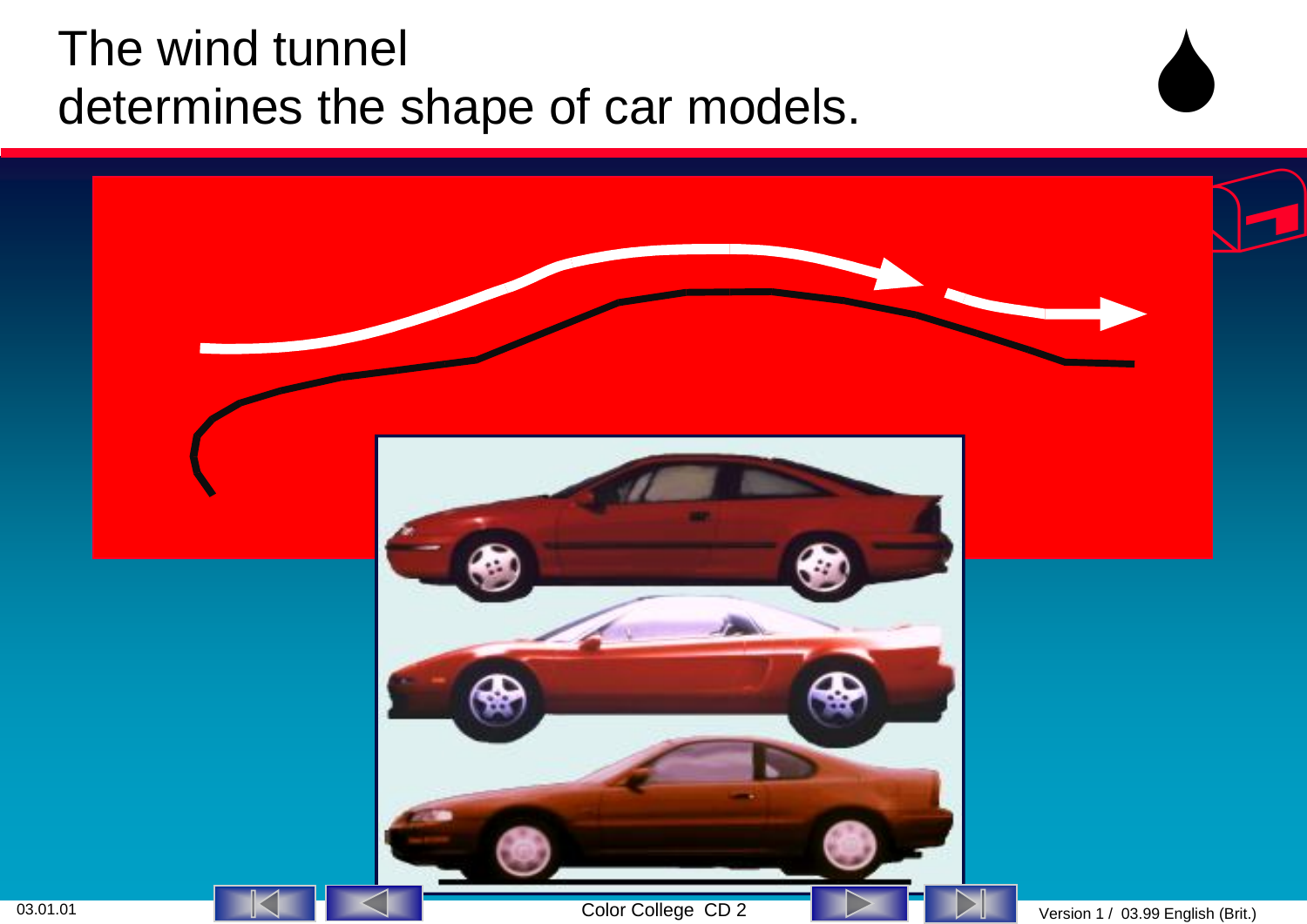# The wind tunnel determines the shape of car models.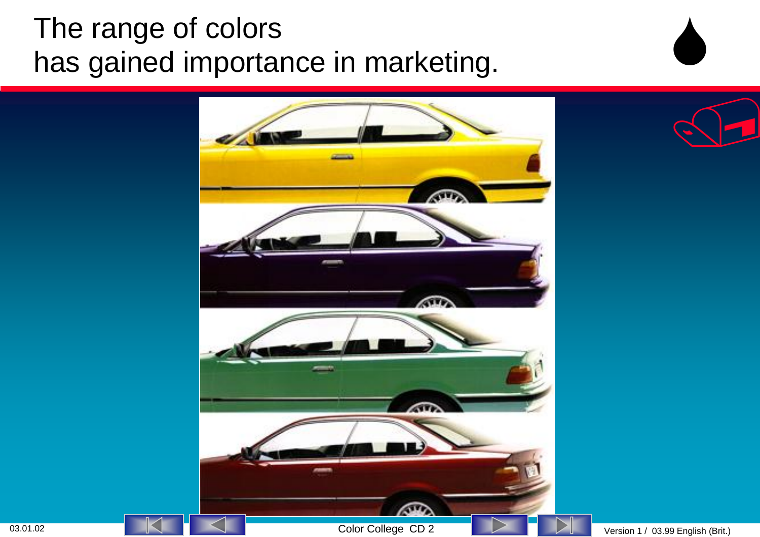# The range of colors has gained importance in marketing.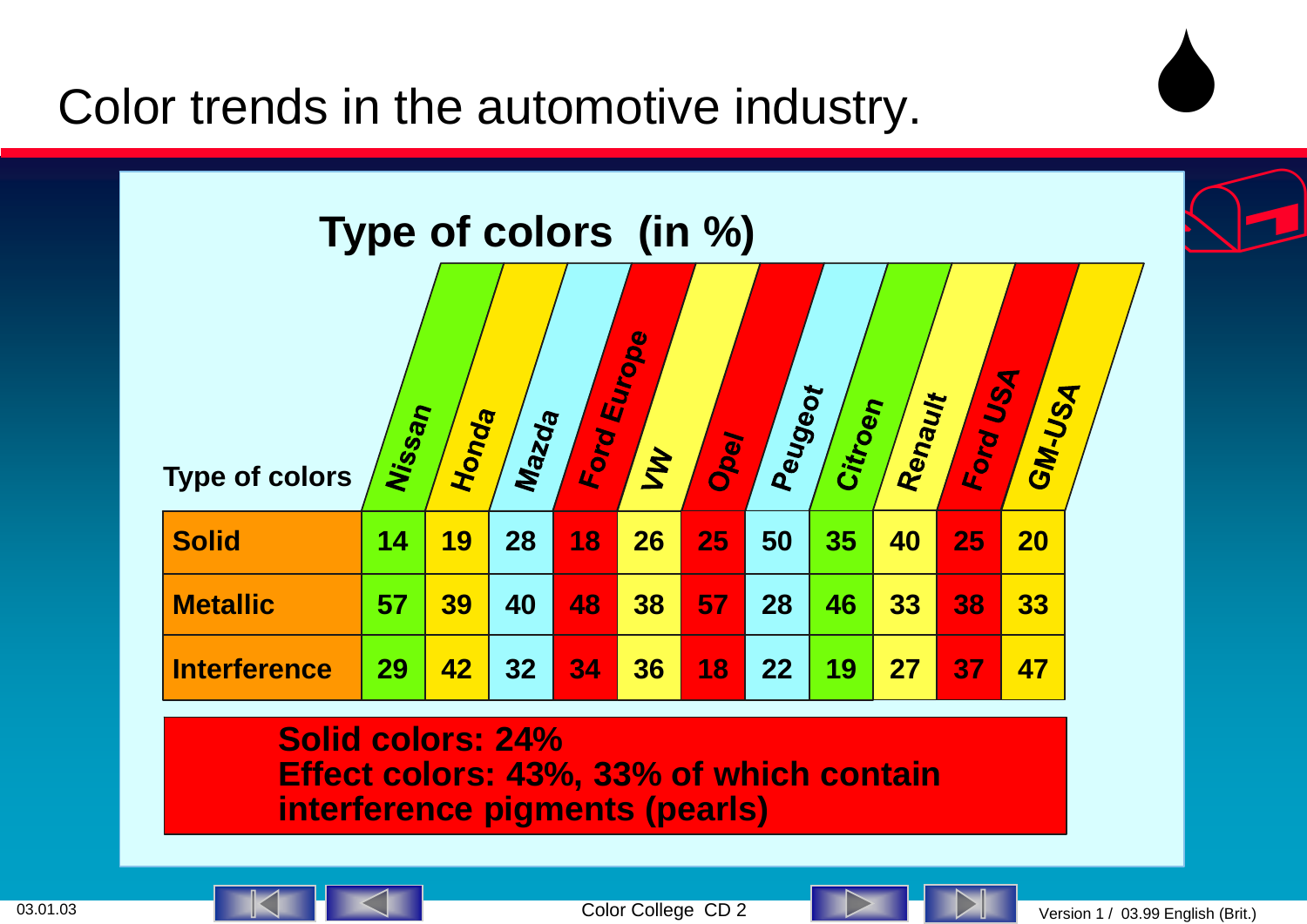# Color trends in the automotive industry.

## Type of colors (in %)

| Type of colors | Nissan | Honda | Mazda | Ford Europe | VW | Opel | Peugeot | Citroen | Renault | Ford USA | GM-USA |
|---|---|---|---|---|---|---|---|---|---|---|---|
| **Solid** | 14 | 19 | 28 | 18 | 26 | 25 | 50 | 35 | 40 | 25 | 20 |
| **Metallic** | 57 | 39 | 40 | 48 | 38 | 57 | 28 | 46 | 33 | 38 | 33 |
| **Interference** | 29 | 42 | 32 | 34 | 36 | 18 | 22 | 19 | 27 | 37 | 47 |

**Solid colors: 24%**
**Effect colors: 43%, 33% of which contain interference pigments (pearls)**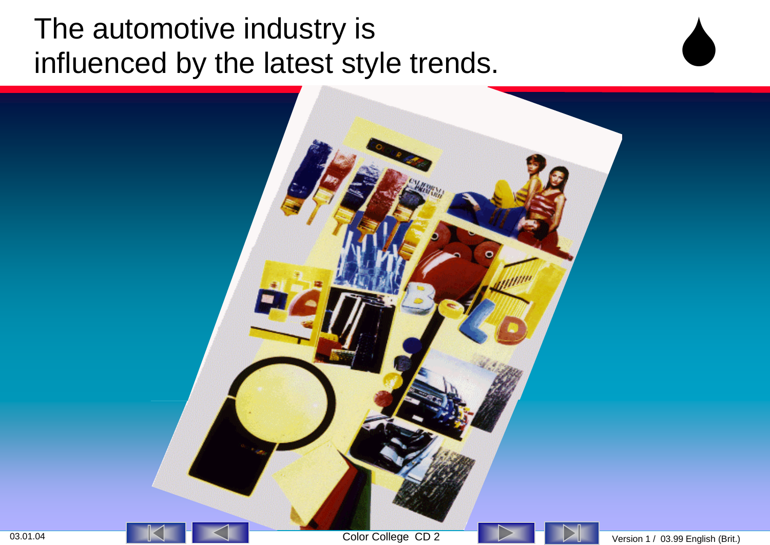# The automotive industry is influenced by the latest style trends.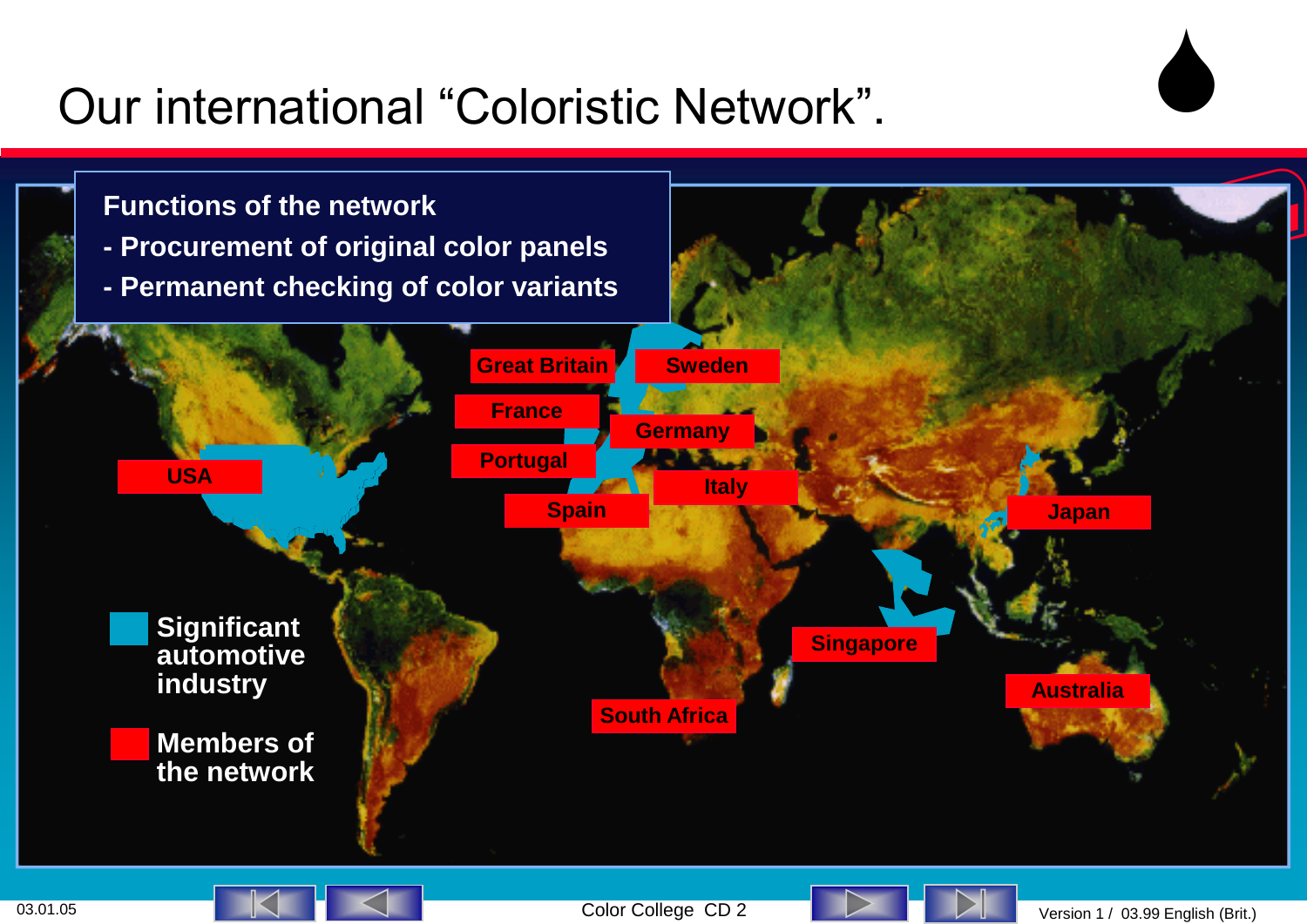# Our international "Coloristic Network".

**Functions of the network**

- **Procurement of original color panels**
- **Permanent checking of color variants**

Great Britain

Sweden

France

Germany

Portugal

USA

Italy

Spain

Japan

Singapore

Australia

South Africa

Significant automotive industry

Members of the network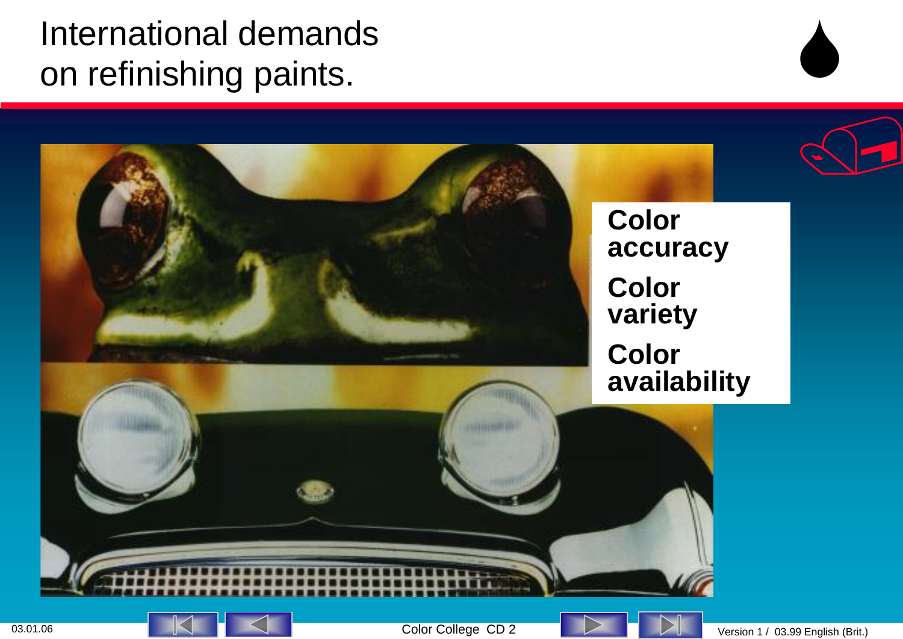# International demands on refinishing paints.

**Color accuracy**

**Color variety**

**Color availability**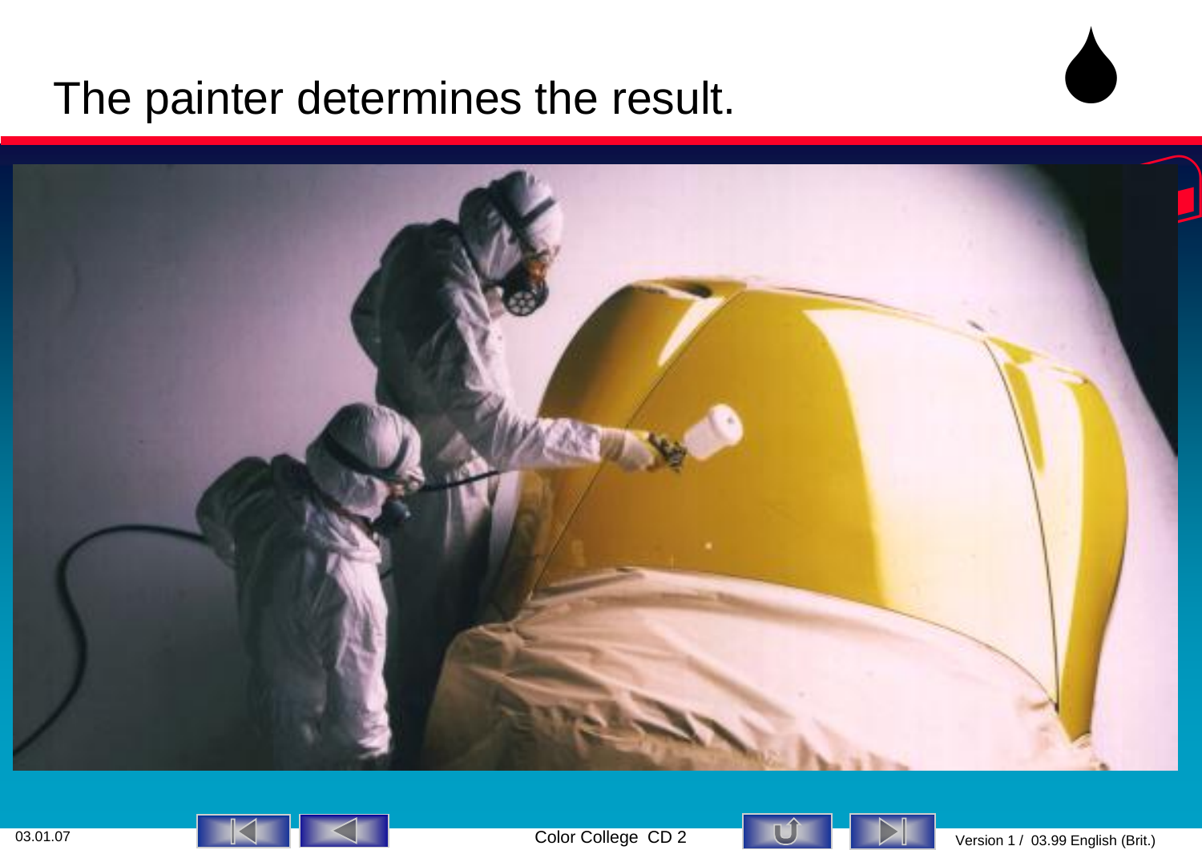# The painter determines the result.